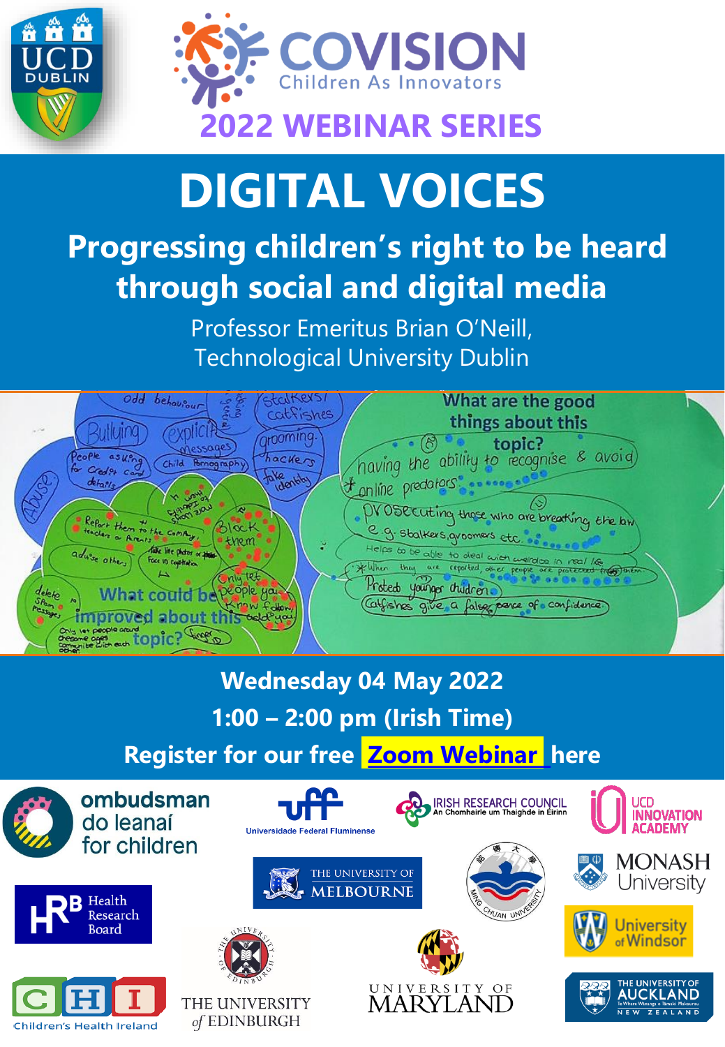UCD DUBLIN

COVISION
Children As Innovators

2022 WEBINAR SERIES

# DIGITAL VOICES

## Progressing children's right to be heard through social and digital media

Professor Emeritus Brian O'Neill,
Technological University Dublin

**Wednesday 04 May 2022**

**1:00 – 2:00 pm (Irish Time)**

**Register for our free Zoom Webinar here**

ombudsman do leanaí for children

Universidade Federal Fluminense

IRISH RESEARCH COUNCIL
An Chomhairle um Thaighde in Éirinn

UCD INNOVATION ACADEMY

THE UNIVERSITY OF MELBOURNE

MING CHUAN UNIVERSITY

MONASH University

HRB Health Research Board

University of Windsor

Children's Health Ireland

THE UNIVERSITY of EDINBURGH

UNIVERSITY OF MARYLAND

THE UNIVERSITY OF AUCKLAND
Te Whare Wānanga o Tāmaki Makaurau
NEW ZEALAND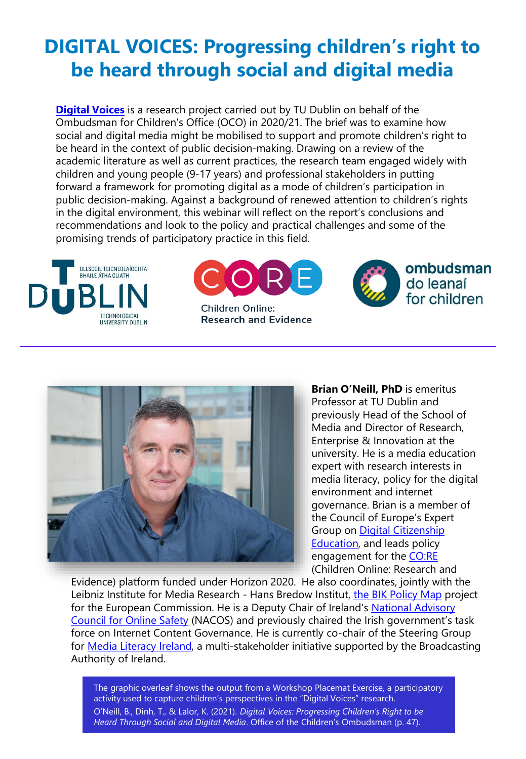# DIGITAL VOICES: Progressing children's right to be heard through social and digital media

**Digital Voices** is a research project carried out by TU Dublin on behalf of the Ombudsman for Children's Office (OCO) in 2020/21. The brief was to examine how social and digital media might be mobilised to support and promote children's right to be heard in the context of public decision-making. Drawing on a review of the academic literature as well as current practices, the research team engaged widely with children and young people (9-17 years) and professional stakeholders in putting forward a framework for promoting digital as a mode of children's participation in public decision-making. Against a background of renewed attention to children's rights in the digital environment, this webinar will reflect on the report's conclusions and recommendations and look to the policy and practical challenges and some of the promising trends of participatory practice in this field.

OLLSCOIL TEICNEOLAÍOCHTA BHAILE ÁTHA CLIATH
DUBLIN
TECHNOLOGICAL UNIVERSITY DUBLIN

CORE
Children Online: Research and Evidence

ombudsman do leanaí for children

---

**Brian O'Neill, PhD** is emeritus Professor at TU Dublin and previously Head of the School of Media and Director of Research, Enterprise & Innovation at the university. He is a media education expert with research interests in media literacy, policy for the digital environment and internet governance. Brian is a member of the Council of Europe's Expert Group on Digital Citizenship Education, and leads policy engagement for the CO:RE (Children Online: Research and Evidence) platform funded under Horizon 2020. He also coordinates, jointly with the Leibniz Institute for Media Research - Hans Bredow Institut, the BIK Policy Map project for the European Commission. He is a Deputy Chair of Ireland's National Advisory Council for Online Safety (NACOS) and previously chaired the Irish government's task force on Internet Content Governance. He is currently co-chair of the Steering Group for Media Literacy Ireland, a multi-stakeholder initiative supported by the Broadcasting Authority of Ireland.

The graphic overleaf shows the output from a Workshop Placemat Exercise, a participatory activity used to capture children's perspectives in the "Digital Voices" research.
O'Neill, B., Dinh, T., & Lalor, K. (2021). *Digital Voices: Progressing Children's Right to be Heard Through Social and Digital Media*. Office of the Children's Ombudsman (p. 47).